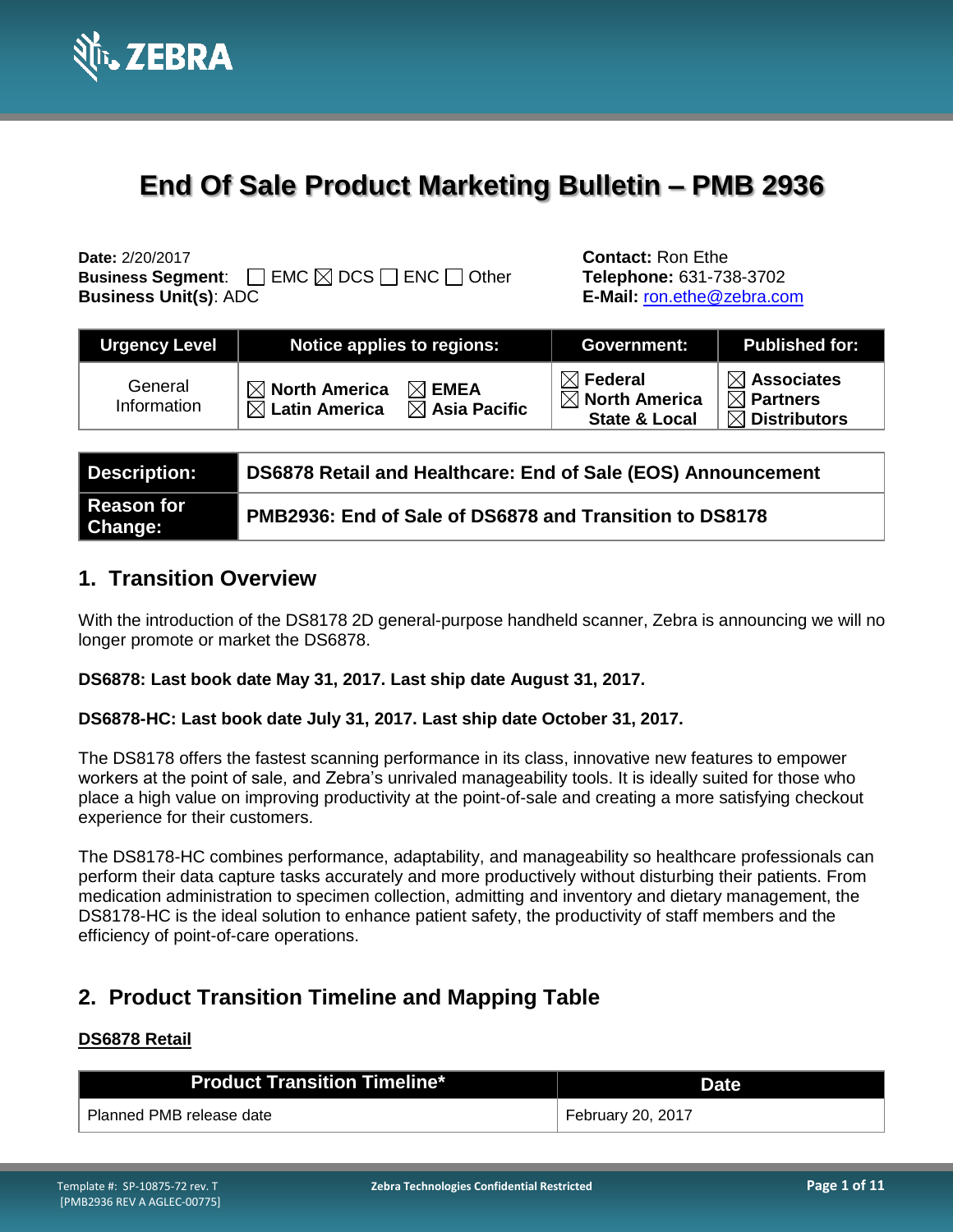# End Of Sale Product Marketing Bulletin – PMB 2936

**Date:** 2/20/2017
**Business Segment**: ☐ EMC ☒ DCS ☐ ENC ☐ Other
**Business Unit(s)**: ADC

**Contact:** Ron Ethe
**Telephone:** 631-738-3702
**E-Mail:** ron.ethe@zebra.com

| Urgency Level | Notice applies to regions: | Government: | Published for: |
|---|---|---|---|
| General Information | ☒ North America ☒ EMEA ☒ Latin America ☒ Asia Pacific | ☒ Federal ☒ North America State & Local | ☒ Associates ☒ Partners ☒ Distributors |

| **Description:** | **DS6878 Retail and Healthcare: End of Sale (EOS) Announcement** |
|---|---|
| **Reason for Change:** | **PMB2936: End of Sale of DS6878 and Transition to DS8178** |

## 1. Transition Overview

With the introduction of the DS8178 2D general-purpose handheld scanner, Zebra is announcing we will no longer promote or market the DS6878.

**DS6878: Last book date May 31, 2017. Last ship date August 31, 2017.**

**DS6878-HC: Last book date July 31, 2017. Last ship date October 31, 2017.**

The DS8178 offers the fastest scanning performance in its class, innovative new features to empower workers at the point of sale, and Zebra's unrivaled manageability tools. It is ideally suited for those who place a high value on improving productivity at the point-of-sale and creating a more satisfying checkout experience for their customers.

The DS8178-HC combines performance, adaptability, and manageability so healthcare professionals can perform their data capture tasks accurately and more productively without disturbing their patients. From medication administration to specimen collection, admitting and inventory and dietary management, the DS8178-HC is the ideal solution to enhance patient safety, the productivity of staff members and the efficiency of point-of-care operations.

## 2. Product Transition Timeline and Mapping Table

**DS6878 Retail**

| Product Transition Timeline* | Date |
|---|---|
| Planned PMB release date | February 20, 2017 |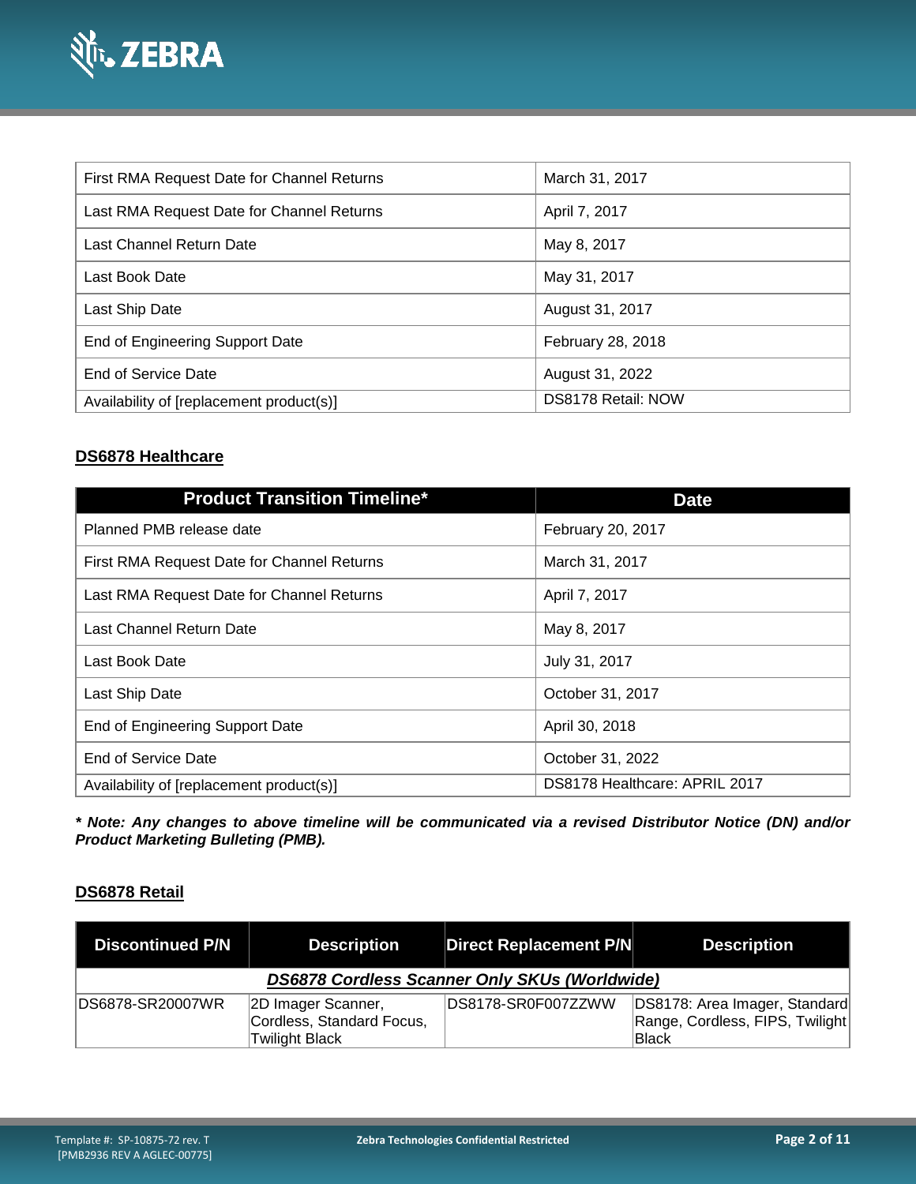| | |
|---|---|
| First RMA Request Date for Channel Returns | March 31, 2017 |
| Last RMA Request Date for Channel Returns | April 7, 2017 |
| Last Channel Return Date | May 8, 2017 |
| Last Book Date | May 31, 2017 |
| Last Ship Date | August 31, 2017 |
| End of Engineering Support Date | February 28, 2018 |
| End of Service Date | August 31, 2022 |
| Availability of [replacement product(s)] | DS8178 Retail: NOW |

## DS6878 Healthcare

| Product Transition Timeline* | Date |
|---|---|
| Planned PMB release date | February 20, 2017 |
| First RMA Request Date for Channel Returns | March 31, 2017 |
| Last RMA Request Date for Channel Returns | April 7, 2017 |
| Last Channel Return Date | May 8, 2017 |
| Last Book Date | July 31, 2017 |
| Last Ship Date | October 31, 2017 |
| End of Engineering Support Date | April 30, 2018 |
| End of Service Date | October 31, 2022 |
| Availability of [replacement product(s)] | DS8178 Healthcare: APRIL 2017 |

***\* Note: Any changes to above timeline will be communicated via a revised Distributor Notice (DN) and/or Product Marketing Bulleting (PMB).***

## DS6878 Retail

| Discontinued P/N | Description | Direct Replacement P/N | Description |
|---|---|---|---|
| ***DS6878 Cordless Scanner Only SKUs (Worldwide)*** | | | |
| DS6878-SR20007WR | 2D Imager Scanner, Cordless, Standard Focus, Twilight Black | DS8178-SR0F007ZZWW | DS8178: Area Imager, Standard Range, Cordless, FIPS, Twilight Black |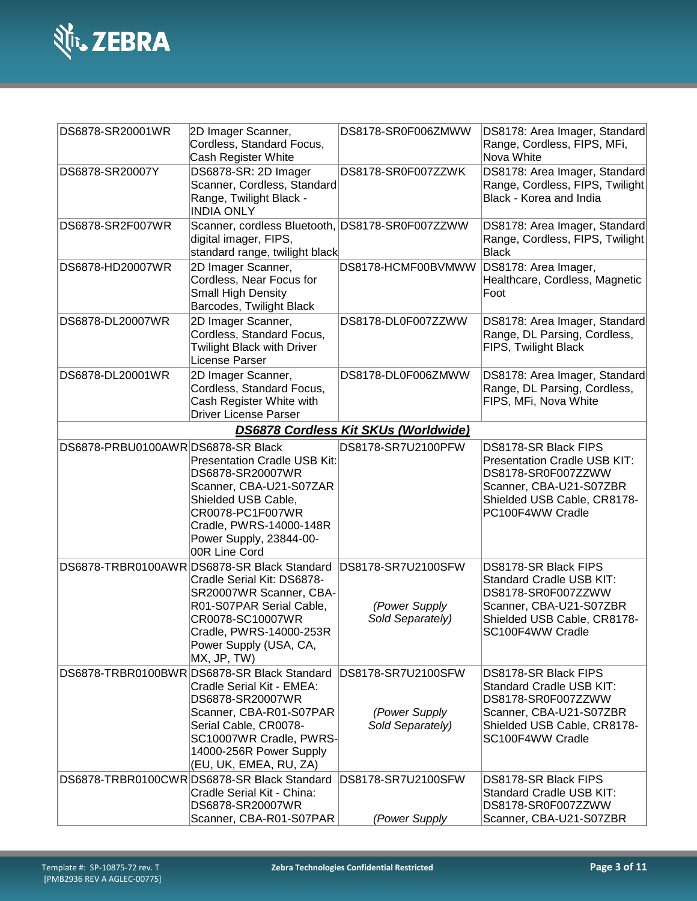| | | | |
|---|---|---|---|
| DS6878-SR20001WR | 2D Imager Scanner, Cordless, Standard Focus, Cash Register White | DS8178-SR0F006ZMWW | DS8178: Area Imager, Standard Range, Cordless, FIPS, MFi, Nova White |
| DS6878-SR20007Y | DS6878-SR: 2D Imager Scanner, Cordless, Standard Range, Twilight Black - INDIA ONLY | DS8178-SR0F007ZZWK | DS8178: Area Imager, Standard Range, Cordless, FIPS, Twilight Black - Korea and India |
| DS6878-SR2F007WR | Scanner, cordless Bluetooth, digital imager, FIPS, standard range, twilight black | DS8178-SR0F007ZZWW | DS8178: Area Imager, Standard Range, Cordless, FIPS, Twilight Black |
| DS6878-HD20007WR | 2D Imager Scanner, Cordless, Near Focus for Small High Density Barcodes, Twilight Black | DS8178-HCMF00BVMWW | DS8178: Area Imager, Healthcare, Cordless, Magnetic Foot |
| DS6878-DL20007WR | 2D Imager Scanner, Cordless, Standard Focus, Twilight Black with Driver License Parser | DS8178-DL0F007ZZWW | DS8178: Area Imager, Standard Range, DL Parsing, Cordless, FIPS, Twilight Black |
| DS6878-DL20001WR | 2D Imager Scanner, Cordless, Standard Focus, Cash Register White with Driver License Parser | DS8178-DL0F006ZMWW | DS8178: Area Imager, Standard Range, DL Parsing, Cordless, FIPS, MFi, Nova White |
| ***DS6878 Cordless Kit SKUs (Worldwide)*** | | | |
| DS6878-PRBU0100AWR | DS6878-SR Black Presentation Cradle USB Kit: DS6878-SR20007WR Scanner, CBA-U21-S07ZAR Shielded USB Cable, CR0078-PC1F007WR Cradle, PWRS-14000-148R Power Supply, 23844-00-00R Line Cord | DS8178-SR7U2100PFW | DS8178-SR Black FIPS Presentation Cradle USB KIT: DS8178-SR0F007ZZWW Scanner, CBA-U21-S07ZBR Shielded USB Cable, CR8178-PC100F4WW Cradle |
| DS6878-TRBR0100AWR | DS6878-SR Black Standard Cradle Serial Kit: DS6878-SR20007WR Scanner, CBA-R01-S07PAR Serial Cable, CR0078-SC10007WR Cradle, PWRS-14000-253R Power Supply (USA, CA, MX, JP, TW) | DS8178-SR7U2100SFW<br><br>*(Power Supply Sold Separately)* | DS8178-SR Black FIPS Standard Cradle USB KIT: DS8178-SR0F007ZZWW Scanner, CBA-U21-S07ZBR Shielded USB Cable, CR8178-SC100F4WW Cradle |
| DS6878-TRBR0100BWR | DS6878-SR Black Standard Cradle Serial Kit - EMEA: DS6878-SR20007WR Scanner, CBA-R01-S07PAR Serial Cable, CR0078-SC10007WR Cradle, PWRS-14000-256R Power Supply (EU, UK, EMEA, RU, ZA) | DS8178-SR7U2100SFW<br><br>*(Power Supply Sold Separately)* | DS8178-SR Black FIPS Standard Cradle USB KIT: DS8178-SR0F007ZZWW Scanner, CBA-U21-S07ZBR Shielded USB Cable, CR8178-SC100F4WW Cradle |
| DS6878-TRBR0100CWR | DS6878-SR Black Standard Cradle Serial Kit - China: DS6878-SR20007WR Scanner, CBA-R01-S07PAR | DS8178-SR7U2100SFW<br><br>*(Power Supply* | DS8178-SR Black FIPS Standard Cradle USB KIT: DS8178-SR0F007ZZWW Scanner, CBA-U21-S07ZBR |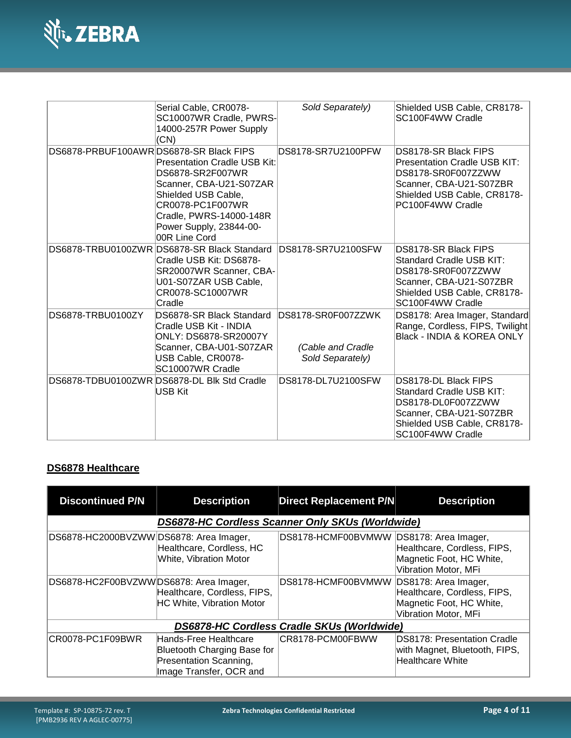| | | | |
|---|---|---|---|
| | Serial Cable, CR0078-SC10007WR Cradle, PWRS-14000-257R Power Supply (CN) | *Sold Separately)* | Shielded USB Cable, CR8178-SC100F4WW Cradle |
| DS6878-PRBUF100AWR | DS6878-SR Black FIPS Presentation Cradle USB Kit: DS6878-SR2F007WR Scanner, CBA-U21-S07ZAR Shielded USB Cable, CR0078-PC1F007WR Cradle, PWRS-14000-148R Power Supply, 23844-00-00R Line Cord | DS8178-SR7U2100PFW | DS8178-SR Black FIPS Presentation Cradle USB KIT: DS8178-SR0F007ZZWW Scanner, CBA-U21-S07ZBR Shielded USB Cable, CR8178-PC100F4WW Cradle |
| DS6878-TRBU0100ZWR | DS6878-SR Black Standard Cradle USB Kit: DS6878-SR20007WR Scanner, CBA-U01-S07ZAR USB Cable, CR0078-SC10007WR Cradle | DS8178-SR7U2100SFW | DS8178-SR Black FIPS Standard Cradle USB KIT: DS8178-SR0F007ZZWW Scanner, CBA-U21-S07ZBR Shielded USB Cable, CR8178-SC100F4WW Cradle |
| DS6878-TRBU0100ZY | DS6878-SR Black Standard Cradle USB Kit - INDIA ONLY: DS6878-SR20007Y Scanner, CBA-U01-S07ZAR USB Cable, CR0078-SC10007WR Cradle | DS8178-SR0F007ZZWK *(Cable and Cradle Sold Separately)* | DS8178: Area Imager, Standard Range, Cordless, FIPS, Twilight Black - INDIA & KOREA ONLY |
| DS6878-TDBU0100ZWR | DS6878-DL Blk Std Cradle USB Kit | DS8178-DL7U2100SFW | DS8178-DL Black FIPS Standard Cradle USB KIT: DS8178-DL0F007ZZWW Scanner, CBA-U21-S07ZBR Shielded USB Cable, CR8178-SC100F4WW Cradle |

**DS6878 Healthcare**

| Discontinued P/N | Description | Direct Replacement P/N | Description |
|---|---|---|---|
| ***DS6878-HC Cordless Scanner Only SKUs (Worldwide)*** | | | |
| DS6878-HC2000BVZWW | DS6878: Area Imager, Healthcare, Cordless, HC White, Vibration Motor | DS8178-HCMF00BVMWW | DS8178: Area Imager, Healthcare, Cordless, FIPS, Magnetic Foot, HC White, Vibration Motor, MFi |
| DS6878-HC2F00BVZWW | DS6878: Area Imager, Healthcare, Cordless, FIPS, HC White, Vibration Motor | DS8178-HCMF00BVMWW | DS8178: Area Imager, Healthcare, Cordless, FIPS, Magnetic Foot, HC White, Vibration Motor, MFi |
| ***DS6878-HC Cordless Cradle SKUs (Worldwide)*** | | | |
| CR0078-PC1F09BWR | Hands-Free Healthcare Bluetooth Charging Base for Presentation Scanning, Image Transfer, OCR and | CR8178-PCM00FBWW | DS8178: Presentation Cradle with Magnet, Bluetooth, FIPS, Healthcare White |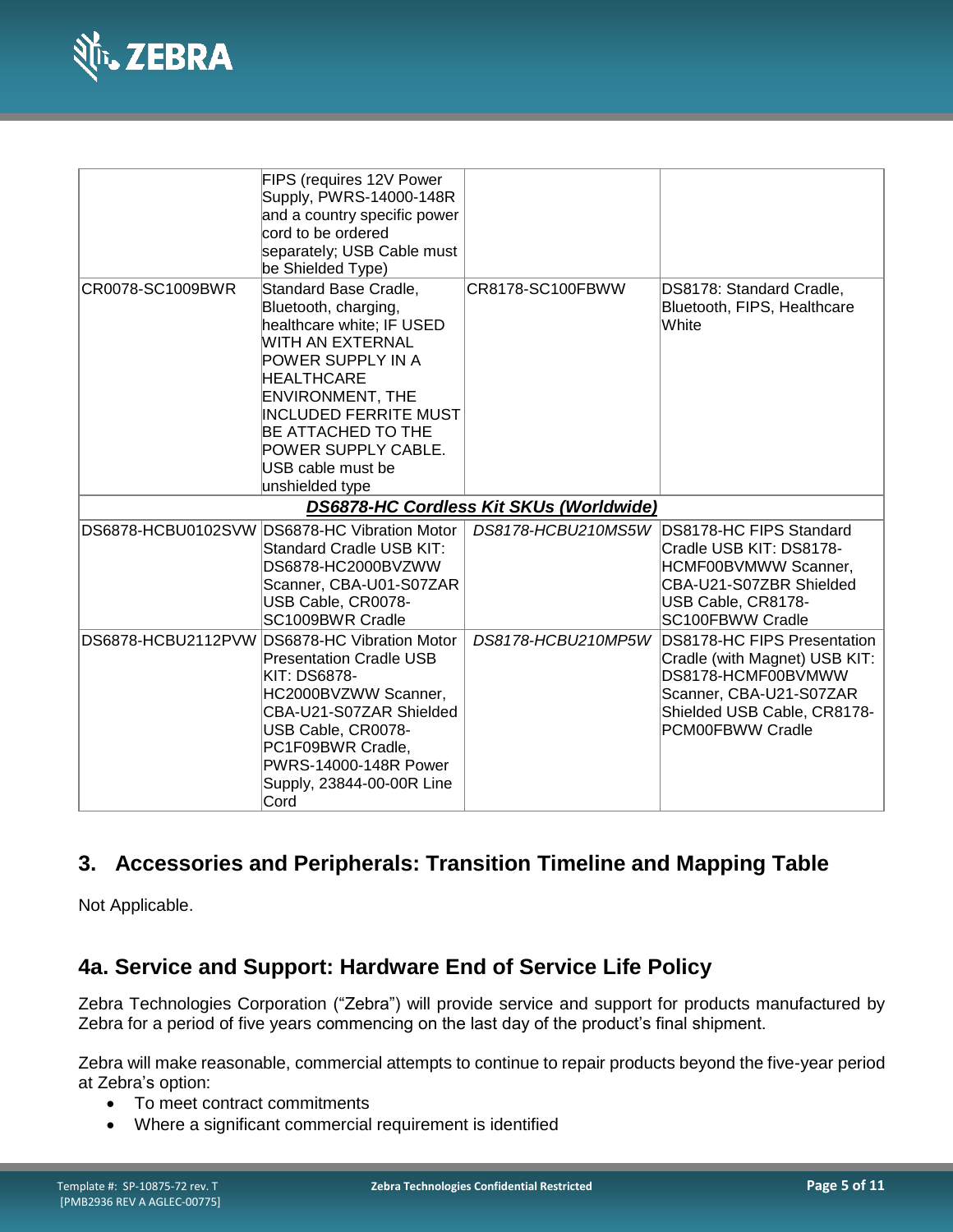| | | | |
|---|---|---|---|
| | FIPS (requires 12V Power Supply, PWRS-14000-148R and a country specific power cord to be ordered separately; USB Cable must be Shielded Type) | | |
| CR0078-SC1009BWR | Standard Base Cradle, Bluetooth, charging, healthcare white; IF USED WITH AN EXTERNAL POWER SUPPLY IN A HEALTHCARE ENVIRONMENT, THE INCLUDED FERRITE MUST BE ATTACHED TO THE POWER SUPPLY CABLE. USB cable must be unshielded type | CR8178-SC100FBWW | DS8178: Standard Cradle, Bluetooth, FIPS, Healthcare White |
| ***DS6878-HC Cordless Kit SKUs (Worldwide)*** | | | |
| DS6878-HCBU0102SVW | DS6878-HC Vibration Motor Standard Cradle USB KIT: DS6878-HC2000BVZWW Scanner, CBA-U01-S07ZAR USB Cable, CR0078-SC1009BWR Cradle | *DS8178-HCBU210MS5W* | DS8178-HC FIPS Standard Cradle USB KIT: DS8178-HCMF00BVMWW Scanner, CBA-U21-S07ZBR Shielded USB Cable, CR8178-SC100FBWW Cradle |
| DS6878-HCBU2112PVW | DS6878-HC Vibration Motor Presentation Cradle USB KIT: DS6878-HC2000BVZWW Scanner, CBA-U21-S07ZAR Shielded USB Cable, CR0078-PC1F09BWR Cradle, PWRS-14000-148R Power Supply, 23844-00-00R Line Cord | *DS8178-HCBU210MP5W* | DS8178-HC FIPS Presentation Cradle (with Magnet) USB KIT: DS8178-HCMF00BVMWW Scanner, CBA-U21-S07ZAR Shielded USB Cable, CR8178-PCM00FBWW Cradle |

## 3. Accessories and Peripherals: Transition Timeline and Mapping Table

Not Applicable.

## 4a. Service and Support: Hardware End of Service Life Policy

Zebra Technologies Corporation ("Zebra") will provide service and support for products manufactured by Zebra for a period of five years commencing on the last day of the product's final shipment.

Zebra will make reasonable, commercial attempts to continue to repair products beyond the five-year period at Zebra's option:

- To meet contract commitments
- Where a significant commercial requirement is identified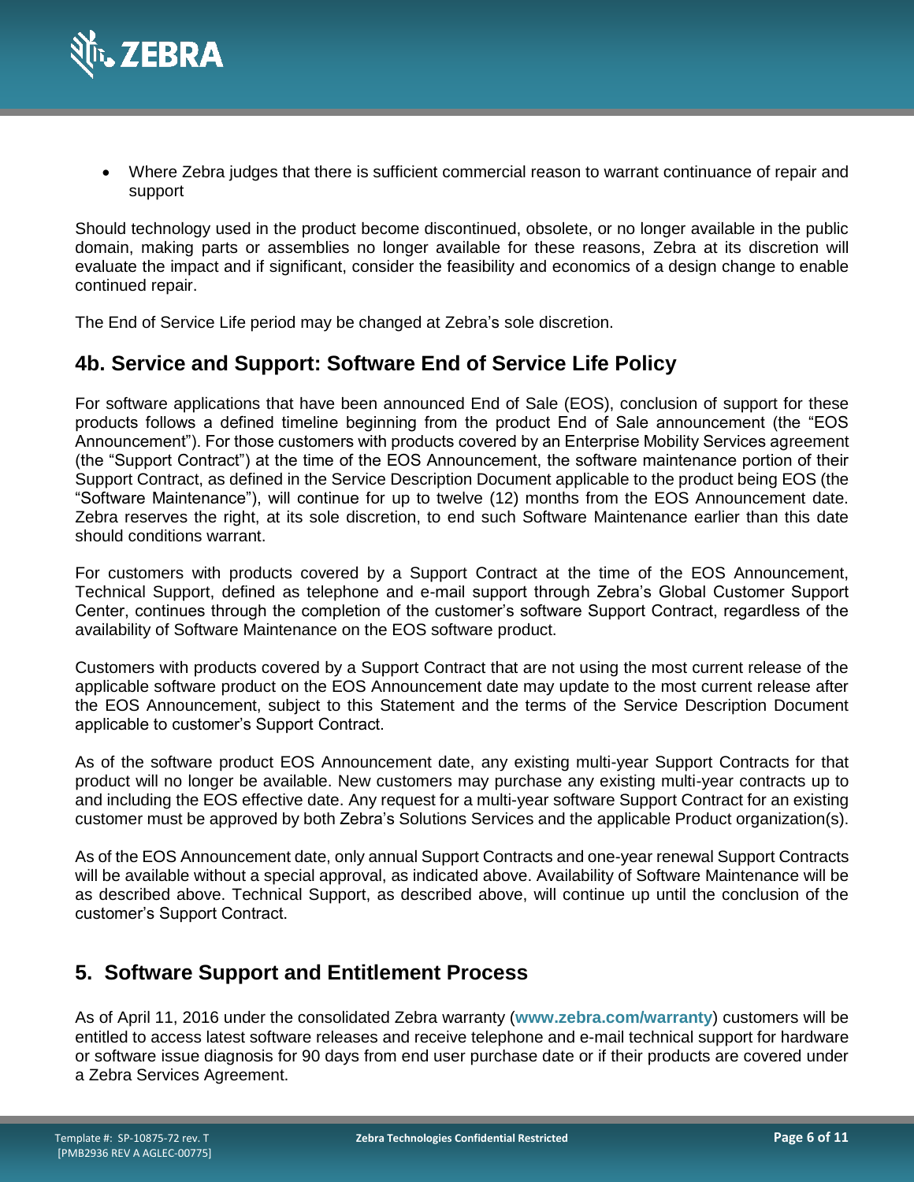- Where Zebra judges that there is sufficient commercial reason to warrant continuance of repair and support

Should technology used in the product become discontinued, obsolete, or no longer available in the public domain, making parts or assemblies no longer available for these reasons, Zebra at its discretion will evaluate the impact and if significant, consider the feasibility and economics of a design change to enable continued repair.

The End of Service Life period may be changed at Zebra's sole discretion.

## 4b. Service and Support: Software End of Service Life Policy

For software applications that have been announced End of Sale (EOS), conclusion of support for these products follows a defined timeline beginning from the product End of Sale announcement (the "EOS Announcement"). For those customers with products covered by an Enterprise Mobility Services agreement (the "Support Contract") at the time of the EOS Announcement, the software maintenance portion of their Support Contract, as defined in the Service Description Document applicable to the product being EOS (the "Software Maintenance"), will continue for up to twelve (12) months from the EOS Announcement date. Zebra reserves the right, at its sole discretion, to end such Software Maintenance earlier than this date should conditions warrant.

For customers with products covered by a Support Contract at the time of the EOS Announcement, Technical Support, defined as telephone and e-mail support through Zebra's Global Customer Support Center, continues through the completion of the customer's software Support Contract, regardless of the availability of Software Maintenance on the EOS software product.

Customers with products covered by a Support Contract that are not using the most current release of the applicable software product on the EOS Announcement date may update to the most current release after the EOS Announcement, subject to this Statement and the terms of the Service Description Document applicable to customer's Support Contract.

As of the software product EOS Announcement date, any existing multi-year Support Contracts for that product will no longer be available. New customers may purchase any existing multi-year contracts up to and including the EOS effective date. Any request for a multi-year software Support Contract for an existing customer must be approved by both Zebra's Solutions Services and the applicable Product organization(s).

As of the EOS Announcement date, only annual Support Contracts and one-year renewal Support Contracts will be available without a special approval, as indicated above. Availability of Software Maintenance will be as described above. Technical Support, as described above, will continue up until the conclusion of the customer's Support Contract.

## 5. Software Support and Entitlement Process

As of April 11, 2016 under the consolidated Zebra warranty (**www.zebra.com/warranty**) customers will be entitled to access latest software releases and receive telephone and e-mail technical support for hardware or software issue diagnosis for 90 days from end user purchase date or if their products are covered under a Zebra Services Agreement.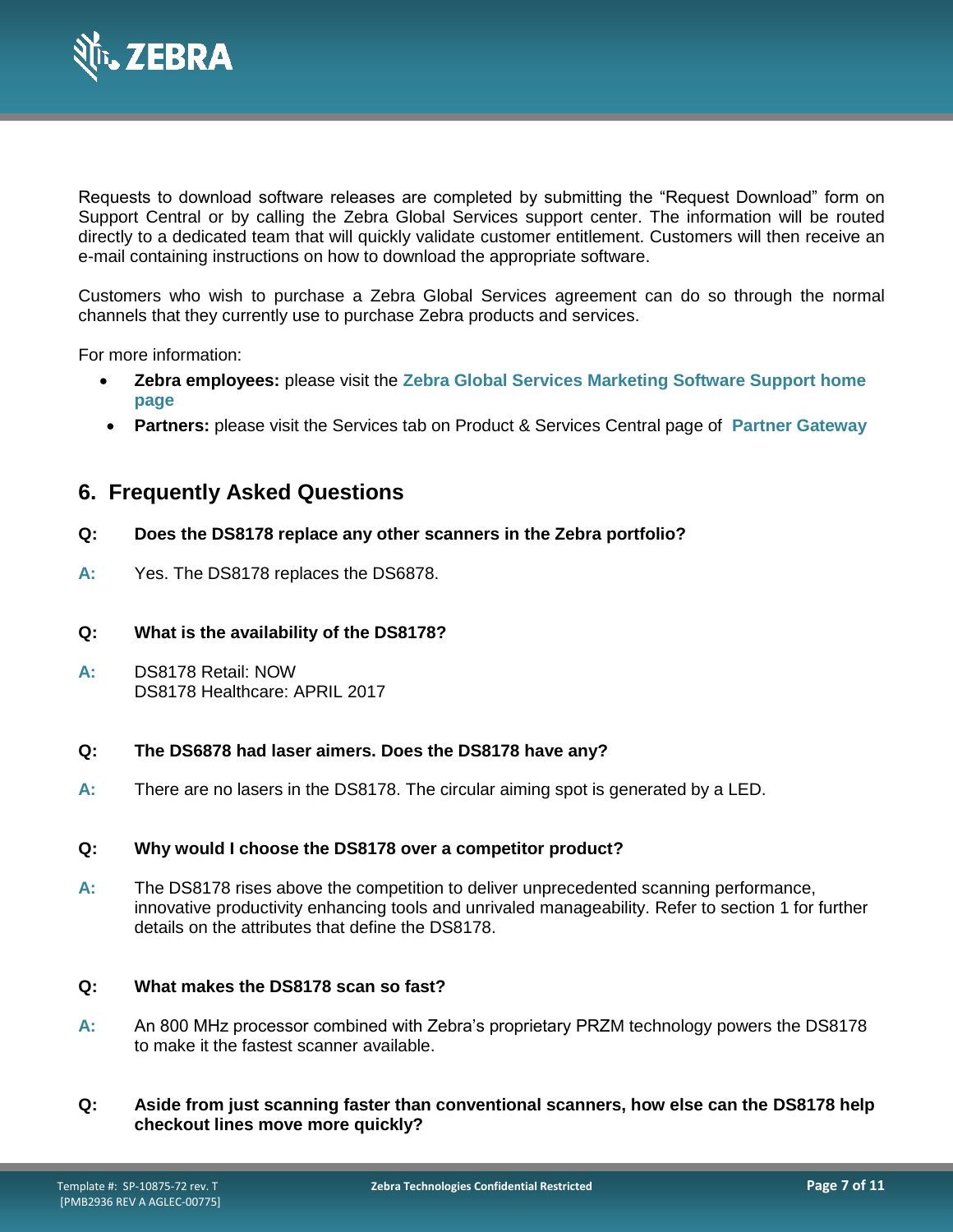Requests to download software releases are completed by submitting the “Request Download” form on Support Central or by calling the Zebra Global Services support center. The information will be routed directly to a dedicated team that will quickly validate customer entitlement. Customers will then receive an e-mail containing instructions on how to download the appropriate software.

Customers who wish to purchase a Zebra Global Services agreement can do so through the normal channels that they currently use to purchase Zebra products and services.

For more information:

- **Zebra employees:** please visit the **Zebra Global Services Marketing Software Support home page**
- **Partners:** please visit the Services tab on Product & Services Central page of **Partner Gateway**

## 6. Frequently Asked Questions

**Q: Does the DS8178 replace any other scanners in the Zebra portfolio?**

**A:** Yes. The DS8178 replaces the DS6878.

**Q: What is the availability of the DS8178?**

**A:** DS8178 Retail: NOW
DS8178 Healthcare: APRIL 2017

**Q: The DS6878 had laser aimers. Does the DS8178 have any?**

**A:** There are no lasers in the DS8178. The circular aiming spot is generated by a LED.

**Q: Why would I choose the DS8178 over a competitor product?**

**A:** The DS8178 rises above the competition to deliver unprecedented scanning performance, innovative productivity enhancing tools and unrivaled manageability. Refer to section 1 for further details on the attributes that define the DS8178.

**Q: What makes the DS8178 scan so fast?**

**A:** An 800 MHz processor combined with Zebra’s proprietary PRZM technology powers the DS8178 to make it the fastest scanner available.

**Q: Aside from just scanning faster than conventional scanners, how else can the DS8178 help checkout lines move more quickly?**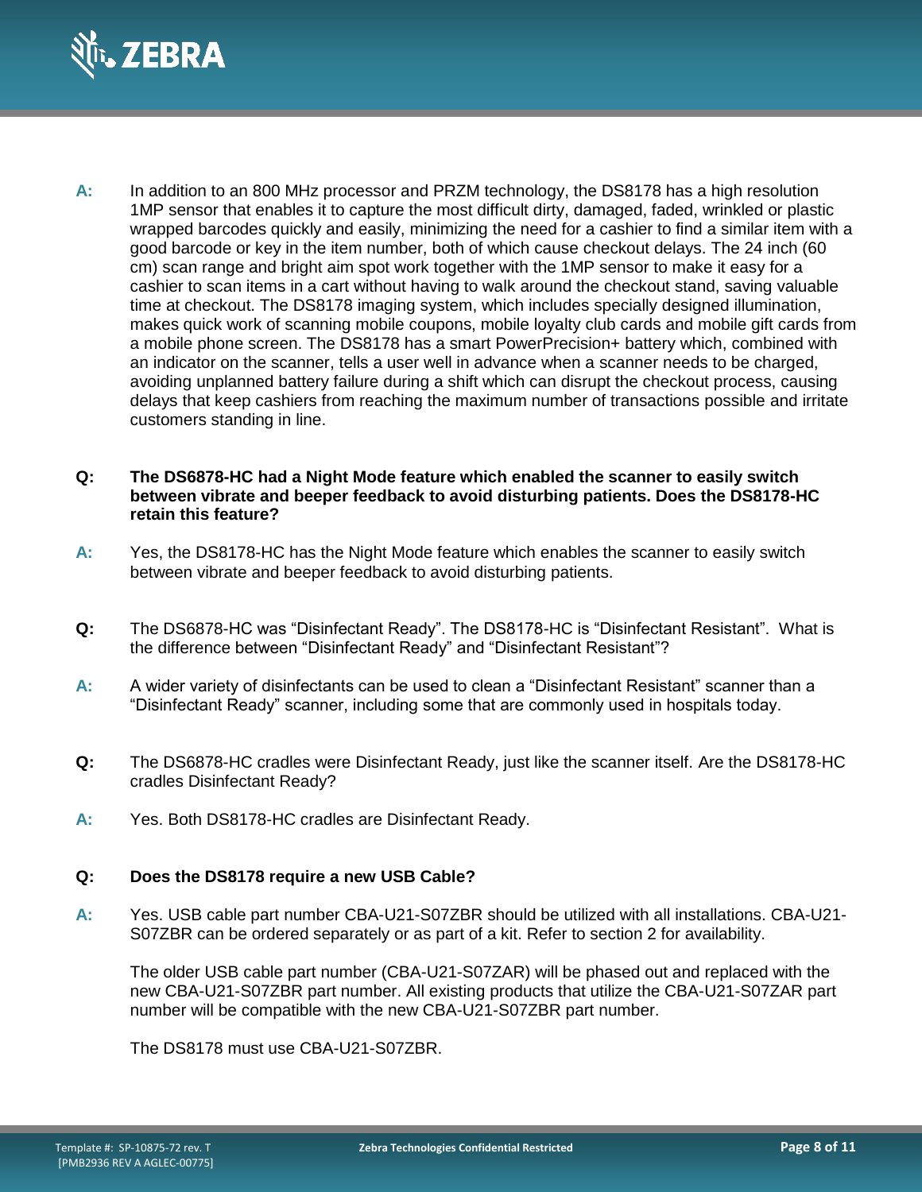**A:** In addition to an 800 MHz processor and PRZM technology, the DS8178 has a high resolution 1MP sensor that enables it to capture the most difficult dirty, damaged, faded, wrinkled or plastic wrapped barcodes quickly and easily, minimizing the need for a cashier to find a similar item with a good barcode or key in the item number, both of which cause checkout delays. The 24 inch (60 cm) scan range and bright aim spot work together with the 1MP sensor to make it easy for a cashier to scan items in a cart without having to walk around the checkout stand, saving valuable time at checkout. The DS8178 imaging system, which includes specially designed illumination, makes quick work of scanning mobile coupons, mobile loyalty club cards and mobile gift cards from a mobile phone screen. The DS8178 has a smart PowerPrecision+ battery which, combined with an indicator on the scanner, tells a user well in advance when a scanner needs to be charged, avoiding unplanned battery failure during a shift which can disrupt the checkout process, causing delays that keep cashiers from reaching the maximum number of transactions possible and irritate customers standing in line.

**Q: The DS6878-HC had a Night Mode feature which enabled the scanner to easily switch between vibrate and beeper feedback to avoid disturbing patients. Does the DS8178-HC retain this feature?**

**A:** Yes, the DS8178-HC has the Night Mode feature which enables the scanner to easily switch between vibrate and beeper feedback to avoid disturbing patients.

**Q:** The DS6878-HC was "Disinfectant Ready". The DS8178-HC is "Disinfectant Resistant". What is the difference between "Disinfectant Ready" and "Disinfectant Resistant"?

**A:** A wider variety of disinfectants can be used to clean a "Disinfectant Resistant" scanner than a "Disinfectant Ready" scanner, including some that are commonly used in hospitals today.

**Q:** The DS6878-HC cradles were Disinfectant Ready, just like the scanner itself. Are the DS8178-HC cradles Disinfectant Ready?

**A:** Yes. Both DS8178-HC cradles are Disinfectant Ready.

**Q: Does the DS8178 require a new USB Cable?**

**A:** Yes. USB cable part number CBA-U21-S07ZBR should be utilized with all installations. CBA-U21-S07ZBR can be ordered separately or as part of a kit. Refer to section 2 for availability.

The older USB cable part number (CBA-U21-S07ZAR) will be phased out and replaced with the new CBA-U21-S07ZBR part number. All existing products that utilize the CBA-U21-S07ZAR part number will be compatible with the new CBA-U21-S07ZBR part number.

The DS8178 must use CBA-U21-S07ZBR.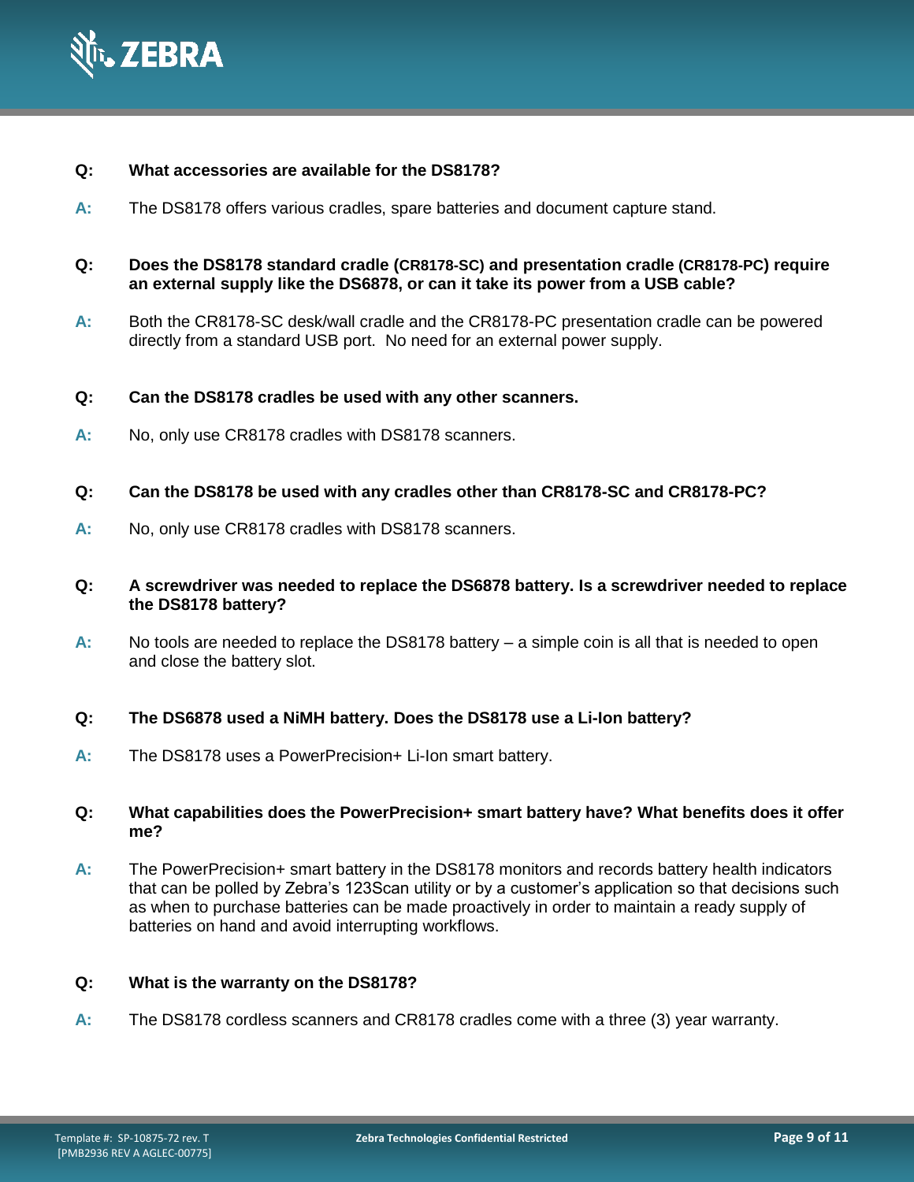**Q: What accessories are available for the DS8178?**

**A:** The DS8178 offers various cradles, spare batteries and document capture stand.

**Q: Does the DS8178 standard cradle (CR8178-SC) and presentation cradle (CR8178-PC) require an external supply like the DS6878, or can it take its power from a USB cable?**

**A:** Both the CR8178-SC desk/wall cradle and the CR8178-PC presentation cradle can be powered directly from a standard USB port. No need for an external power supply.

**Q: Can the DS8178 cradles be used with any other scanners.**

**A:** No, only use CR8178 cradles with DS8178 scanners.

**Q: Can the DS8178 be used with any cradles other than CR8178-SC and CR8178-PC?**

**A:** No, only use CR8178 cradles with DS8178 scanners.

**Q: A screwdriver was needed to replace the DS6878 battery. Is a screwdriver needed to replace the DS8178 battery?**

**A:** No tools are needed to replace the DS8178 battery – a simple coin is all that is needed to open and close the battery slot.

**Q: The DS6878 used a NiMH battery. Does the DS8178 use a Li-Ion battery?**

**A:** The DS8178 uses a PowerPrecision+ Li-Ion smart battery.

**Q: What capabilities does the PowerPrecision+ smart battery have? What benefits does it offer me?**

**A:** The PowerPrecision+ smart battery in the DS8178 monitors and records battery health indicators that can be polled by Zebra's 123Scan utility or by a customer's application so that decisions such as when to purchase batteries can be made proactively in order to maintain a ready supply of batteries on hand and avoid interrupting workflows.

**Q: What is the warranty on the DS8178?**

**A:** The DS8178 cordless scanners and CR8178 cradles come with a three (3) year warranty.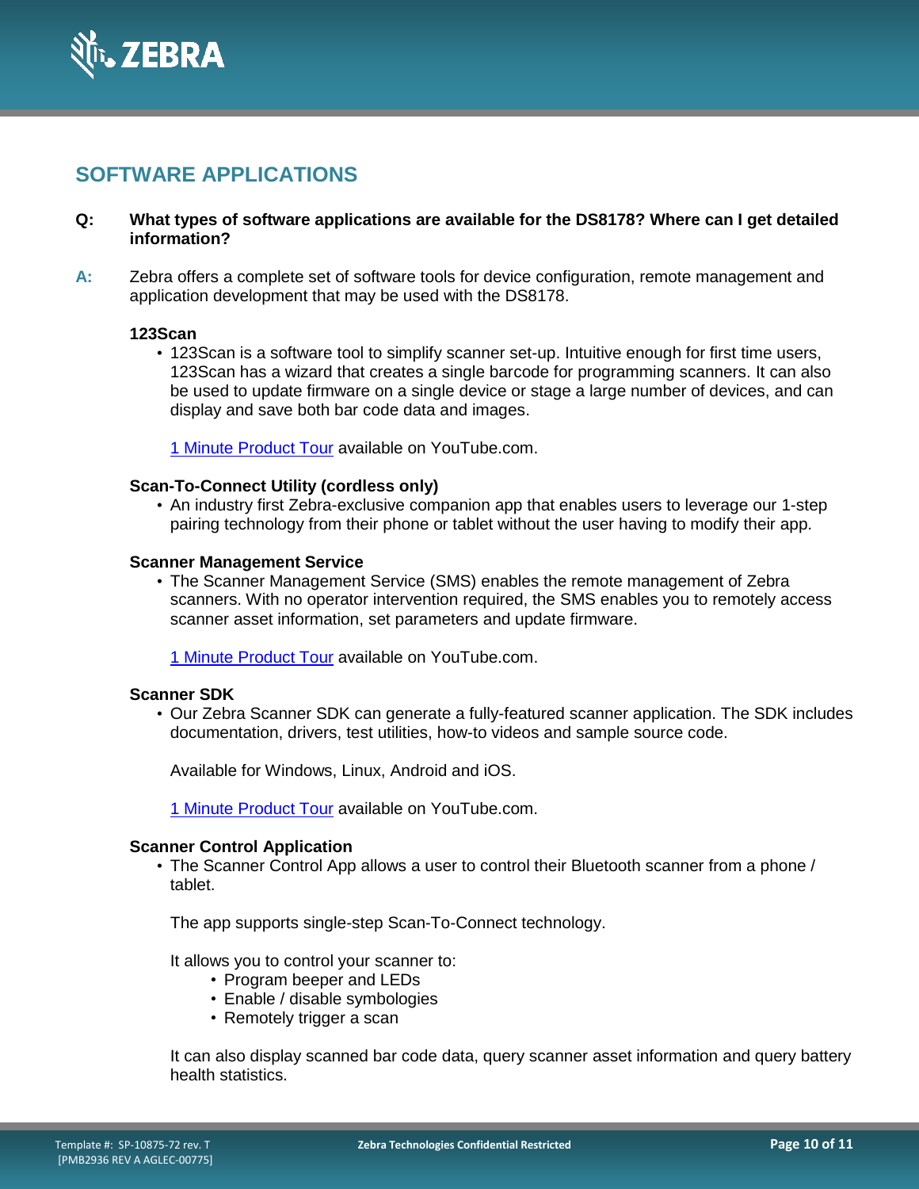## SOFTWARE APPLICATIONS

**Q: What types of software applications are available for the DS8178? Where can I get detailed information?**

**A:** Zebra offers a complete set of software tools for device configuration, remote management and application development that may be used with the DS8178.

**123Scan**

- 123Scan is a software tool to simplify scanner set-up. Intuitive enough for first time users, 123Scan has a wizard that creates a single barcode for programming scanners. It can also be used to update firmware on a single device or stage a large number of devices, and can display and save both bar code data and images.

  1 Minute Product Tour available on YouTube.com.

**Scan-To-Connect Utility (cordless only)**

- An industry first Zebra-exclusive companion app that enables users to leverage our 1-step pairing technology from their phone or tablet without the user having to modify their app.

**Scanner Management Service**

- The Scanner Management Service (SMS) enables the remote management of Zebra scanners. With no operator intervention required, the SMS enables you to remotely access scanner asset information, set parameters and update firmware.

  1 Minute Product Tour available on YouTube.com.

**Scanner SDK**

- Our Zebra Scanner SDK can generate a fully-featured scanner application. The SDK includes documentation, drivers, test utilities, how-to videos and sample source code.

  Available for Windows, Linux, Android and iOS.

  1 Minute Product Tour available on YouTube.com.

**Scanner Control Application**

- The Scanner Control App allows a user to control their Bluetooth scanner from a phone / tablet.

  The app supports single-step Scan-To-Connect technology.

  It allows you to control your scanner to:
  - Program beeper and LEDs
  - Enable / disable symbologies
  - Remotely trigger a scan

  It can also display scanned bar code data, query scanner asset information and query battery health statistics.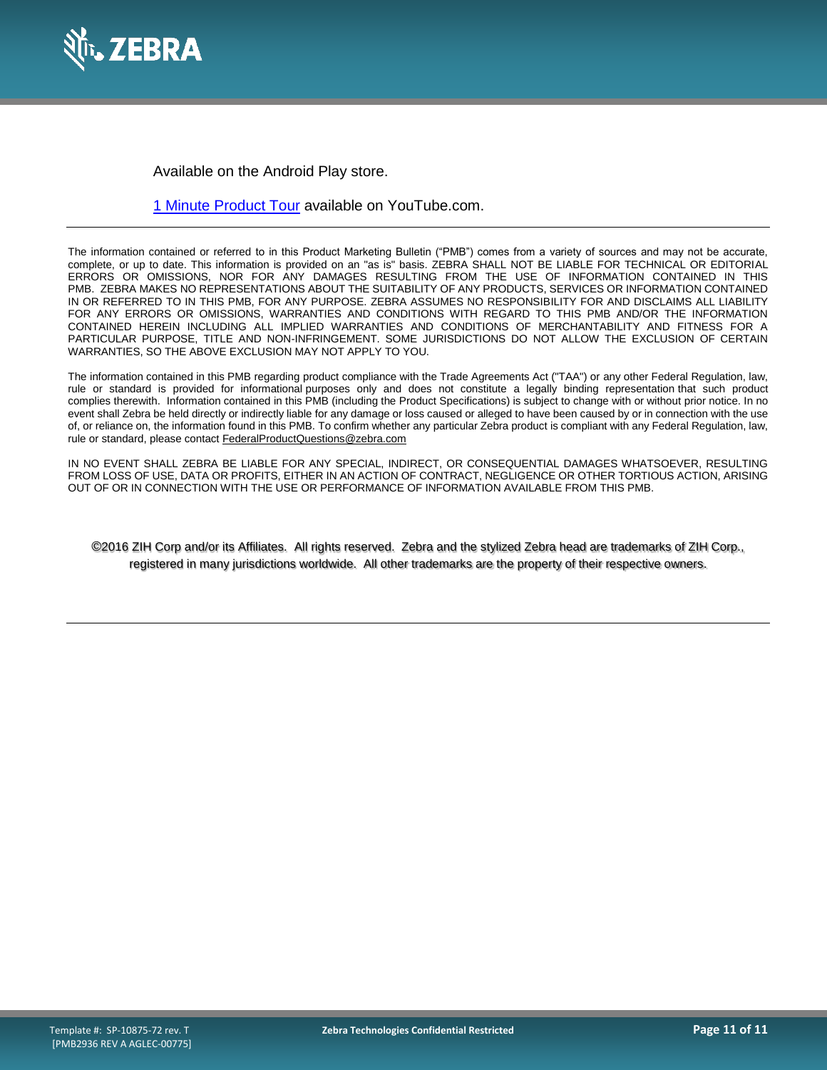Available on the Android Play store.

[1 Minute Product Tour] available on YouTube.com.

---

The information contained or referred to in this Product Marketing Bulletin ("PMB") comes from a variety of sources and may not be accurate, complete, or up to date. This information is provided on an "as is" basis. ZEBRA SHALL NOT BE LIABLE FOR TECHNICAL OR EDITORIAL ERRORS OR OMISSIONS, NOR FOR ANY DAMAGES RESULTING FROM THE USE OF INFORMATION CONTAINED IN THIS PMB. ZEBRA MAKES NO REPRESENTATIONS ABOUT THE SUITABILITY OF ANY PRODUCTS, SERVICES OR INFORMATION CONTAINED IN OR REFERRED TO IN THIS PMB, FOR ANY PURPOSE. ZEBRA ASSUMES NO RESPONSIBILITY FOR AND DISCLAIMS ALL LIABILITY FOR ANY ERRORS OR OMISSIONS, WARRANTIES AND CONDITIONS WITH REGARD TO THIS PMB AND/OR THE INFORMATION CONTAINED HEREIN INCLUDING ALL IMPLIED WARRANTIES AND CONDITIONS OF MERCHANTABILITY AND FITNESS FOR A PARTICULAR PURPOSE, TITLE AND NON-INFRINGEMENT. SOME JURISDICTIONS DO NOT ALLOW THE EXCLUSION OF CERTAIN WARRANTIES, SO THE ABOVE EXCLUSION MAY NOT APPLY TO YOU.

The information contained in this PMB regarding product compliance with the Trade Agreements Act ("TAA") or any other Federal Regulation, law, rule or standard is provided for informational purposes only and does not constitute a legally binding representation that such product complies therewith. Information contained in this PMB (including the Product Specifications) is subject to change with or without prior notice. In no event shall Zebra be held directly or indirectly liable for any damage or loss caused or alleged to have been caused by or in connection with the use of, or reliance on, the information found in this PMB. To confirm whether any particular Zebra product is compliant with any Federal Regulation, law, rule or standard, please contact FederalProductQuestions@zebra.com

IN NO EVENT SHALL ZEBRA BE LIABLE FOR ANY SPECIAL, INDIRECT, OR CONSEQUENTIAL DAMAGES WHATSOEVER, RESULTING FROM LOSS OF USE, DATA OR PROFITS, EITHER IN AN ACTION OF CONTRACT, NEGLIGENCE OR OTHER TORTIOUS ACTION, ARISING OUT OF OR IN CONNECTION WITH THE USE OR PERFORMANCE OF INFORMATION AVAILABLE FROM THIS PMB.

©2016 ZIH Corp and/or its Affiliates. All rights reserved. Zebra and the stylized Zebra head are trademarks of ZIH Corp., registered in many jurisdictions worldwide. All other trademarks are the property of their respective owners.

---

Template #: SP-10875-72 rev. T
[PMB2936 REV A AGLEC-00775]

Zebra Technologies Confidential Restricted